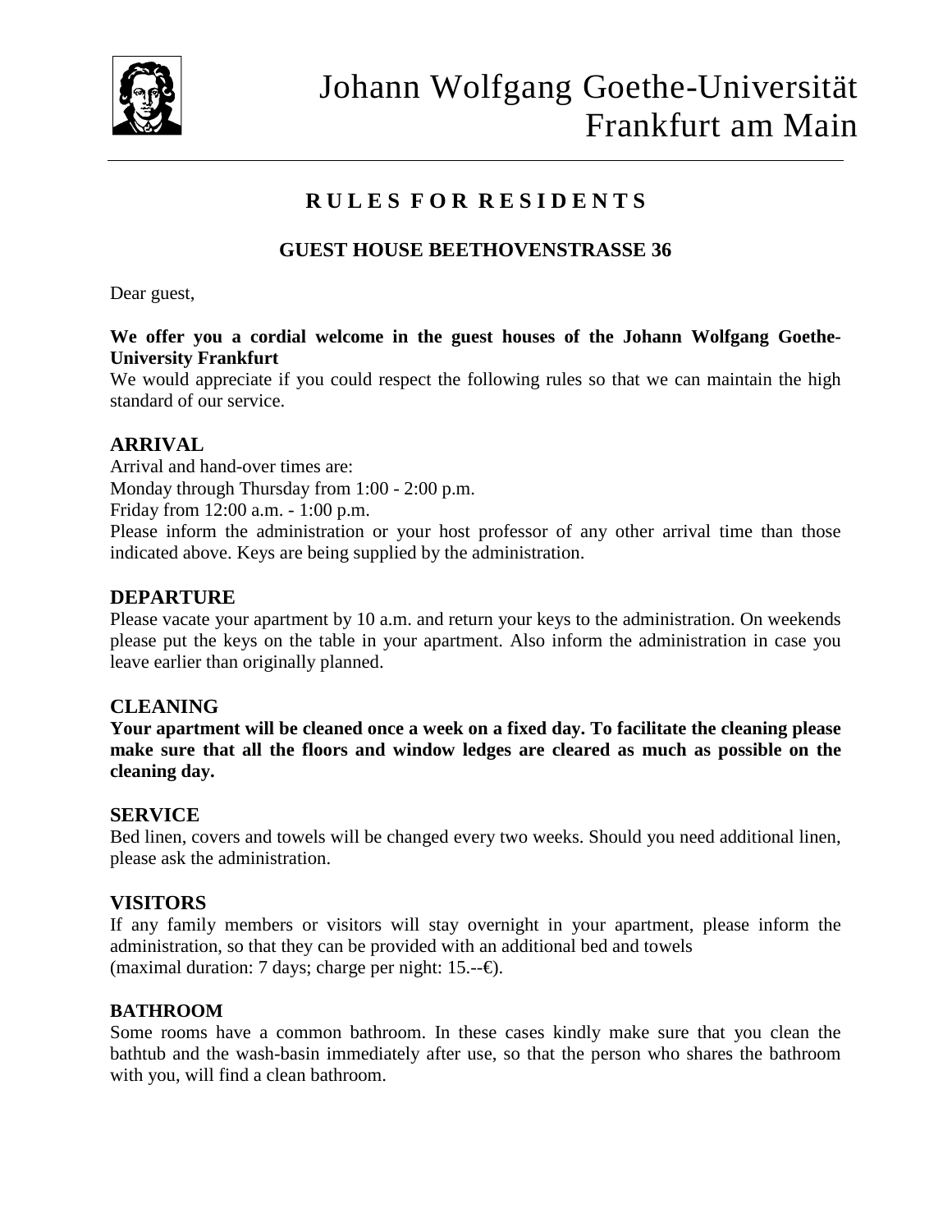# Johann Wolfgang Goethe-Universität Frankfurt am Main

## R U L E S F O R R E S I D E N T S

### GUEST HOUSE BEETHOVENSTRASSE 36

Dear guest,

**We offer you a cordial welcome in the guest houses of the Johann Wolfgang Goethe-University Frankfurt**

We would appreciate if you could respect the following rules so that we can maintain the high standard of our service.

### ARRIVAL

Arrival and hand-over times are:
Monday through Thursday from 1:00 - 2:00 p.m.
Friday from 12:00 a.m. - 1:00 p.m.
Please inform the administration or your host professor of any other arrival time than those indicated above. Keys are being supplied by the administration.

### DEPARTURE

Please vacate your apartment by 10 a.m. and return your keys to the administration. On weekends please put the keys on the table in your apartment. Also inform the administration in case you leave earlier than originally planned.

### CLEANING

**Your apartment will be cleaned once a week on a fixed day. To facilitate the cleaning please make sure that all the floors and window ledges are cleared as much as possible on the cleaning day.**

### SERVICE

Bed linen, covers and towels will be changed every two weeks. Should you need additional linen, please ask the administration.

### VISITORS

If any family members or visitors will stay overnight in your apartment, please inform the administration, so that they can be provided with an additional bed and towels
(maximal duration: 7 days; charge per night: 15.--€).

### BATHROOM

Some rooms have a common bathroom. In these cases kindly make sure that you clean the bathtub and the wash-basin immediately after use, so that the person who shares the bathroom with you, will find a clean bathroom.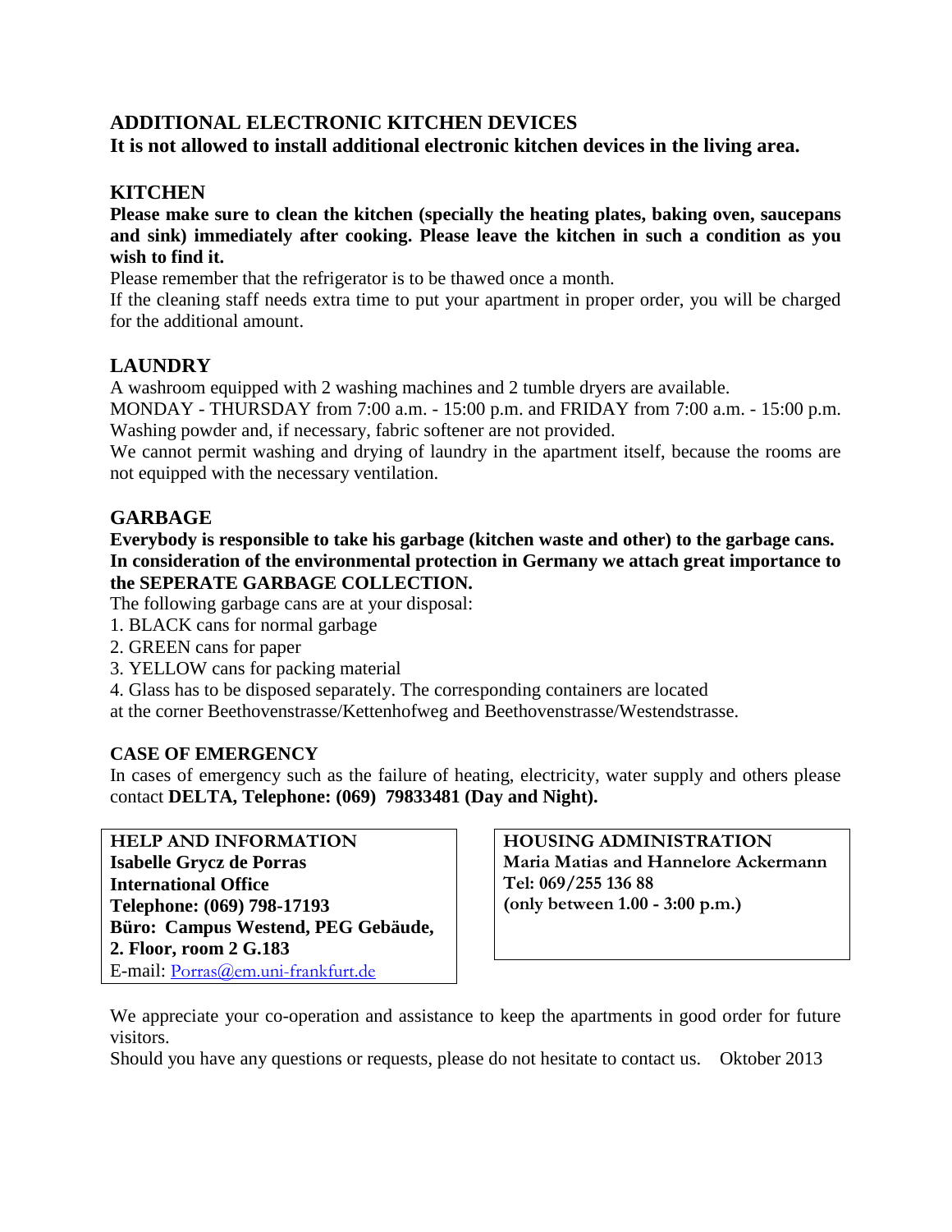## ADDITIONAL ELECTRONIC KITCHEN DEVICES

**It is not allowed to install additional electronic kitchen devices in the living area.**

## KITCHEN

**Please make sure to clean the kitchen (specially the heating plates, baking oven, saucepans and sink) immediately after cooking. Please leave the kitchen in such a condition as you wish to find it.**

Please remember that the refrigerator is to be thawed once a month.

If the cleaning staff needs extra time to put your apartment in proper order, you will be charged for the additional amount.

## LAUNDRY

A washroom equipped with 2 washing machines and 2 tumble dryers are available.

MONDAY - THURSDAY from 7:00 a.m. - 15:00 p.m. and FRIDAY from 7:00 a.m. - 15:00 p.m.

Washing powder and, if necessary, fabric softener are not provided.

We cannot permit washing and drying of laundry in the apartment itself, because the rooms are not equipped with the necessary ventilation.

## GARBAGE

**Everybody is responsible to take his garbage (kitchen waste and other) to the garbage cans. In consideration of the environmental protection in Germany we attach great importance to the SEPERATE GARBAGE COLLECTION.**

The following garbage cans are at your disposal:

1. BLACK cans for normal garbage
2. GREEN cans for paper
3. YELLOW cans for packing material
4. Glass has to be disposed separately. The corresponding containers are located

at the corner Beethovenstrasse/Kettenhofweg and Beethovenstrasse/Westendstrasse.

## CASE OF EMERGENCY

In cases of emergency such as the failure of heating, electricity, water supply and others please contact **DELTA, Telephone: (069) 79833481 (Day and Night).**

**HELP AND INFORMATION**
**Isabelle Grycz de Porras**
**International Office**
**Telephone: (069) 798-17193**
**Büro: Campus Westend, PEG Gebäude, 2. Floor, room 2 G.183**
E-mail: Porras@em.uni-frankfurt.de

**HOUSING ADMINISTRATION**
**Maria Matias and Hannelore Ackermann**
**Tel: 069/255 136 88**
**(only between 1.00 - 3:00 p.m.)**

We appreciate your co-operation and assistance to keep the apartments in good order for future visitors.

Should you have any questions or requests, please do not hesitate to contact us. Oktober 2013